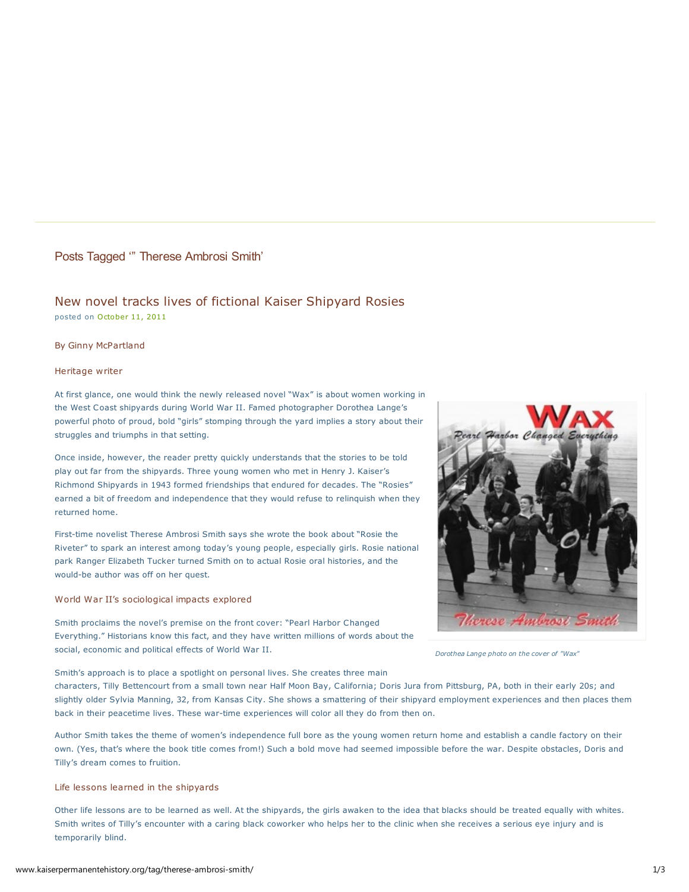# Posts Tagged '" Therese Ambrosi Smith'

## New novel tracks lives of fictional Kaiser Shipyard Rosies

posted on October 11, 2011

By Ginny McPartland

Heritage writer

At first glance, one would think the newly released novel "Wax" is about women working in the West Coast shipyards during World War II. Famed photographer Dorothea Lange's powerful photo of proud, bold "girls" stomping through the yard implies a story about their struggles and triumphs in that setting.

Once inside, however, the reader pretty quickly understands that the stories to be told play out far from the shipyards. Three young women who met in Henry J. Kaiser's Richmond Shipyards in 1943 formed friendships that endured for decades. The "Rosies" earned a bit of freedom and independence that they would refuse to relinquish when they returned home.

First-time novelist Therese Ambrosi Smith says she wrote the book about "Rosie the Riveter" to spark an interest among today's young people, especially girls. Rosie national park Ranger Elizabeth Tucker turned Smith on to actual Rosie oral histories, and the would-be author was off on her quest.

Dorothea Lange photo on the cover of "Wax"

### World War II's sociological impacts explored

Smith proclaims the novel's premise on the front cover: "Pearl Harbor Changed Everything." Historians know this fact, and they have written millions of words about the social, economic and political effects of World War II.

Smith's approach is to place a spotlight on personal lives. She creates three main characters, Tilly Bettencourt from a small town near Half Moon Bay, California; Doris Jura from Pittsburg, PA, both in their early 20s; and slightly older Sylvia Manning, 32, from Kansas City. She shows a smattering of their shipyard employment experiences and then places them back in their peacetime lives. These war-time experiences will color all they do from then on.

Author Smith takes the theme of women's independence full bore as the young women return home and establish a candle factory on their own. (Yes, that's where the book title comes from!) Such a bold move had seemed impossible before the war. Despite obstacles, Doris and Tilly's dream comes to fruition.

### Life lessons learned in the shipyards

Other life lessons are to be learned as well. At the shipyards, the girls awaken to the idea that blacks should be treated equally with whites. Smith writes of Tilly's encounter with a caring black coworker who helps her to the clinic when she receives a serious eye injury and is temporarily blind.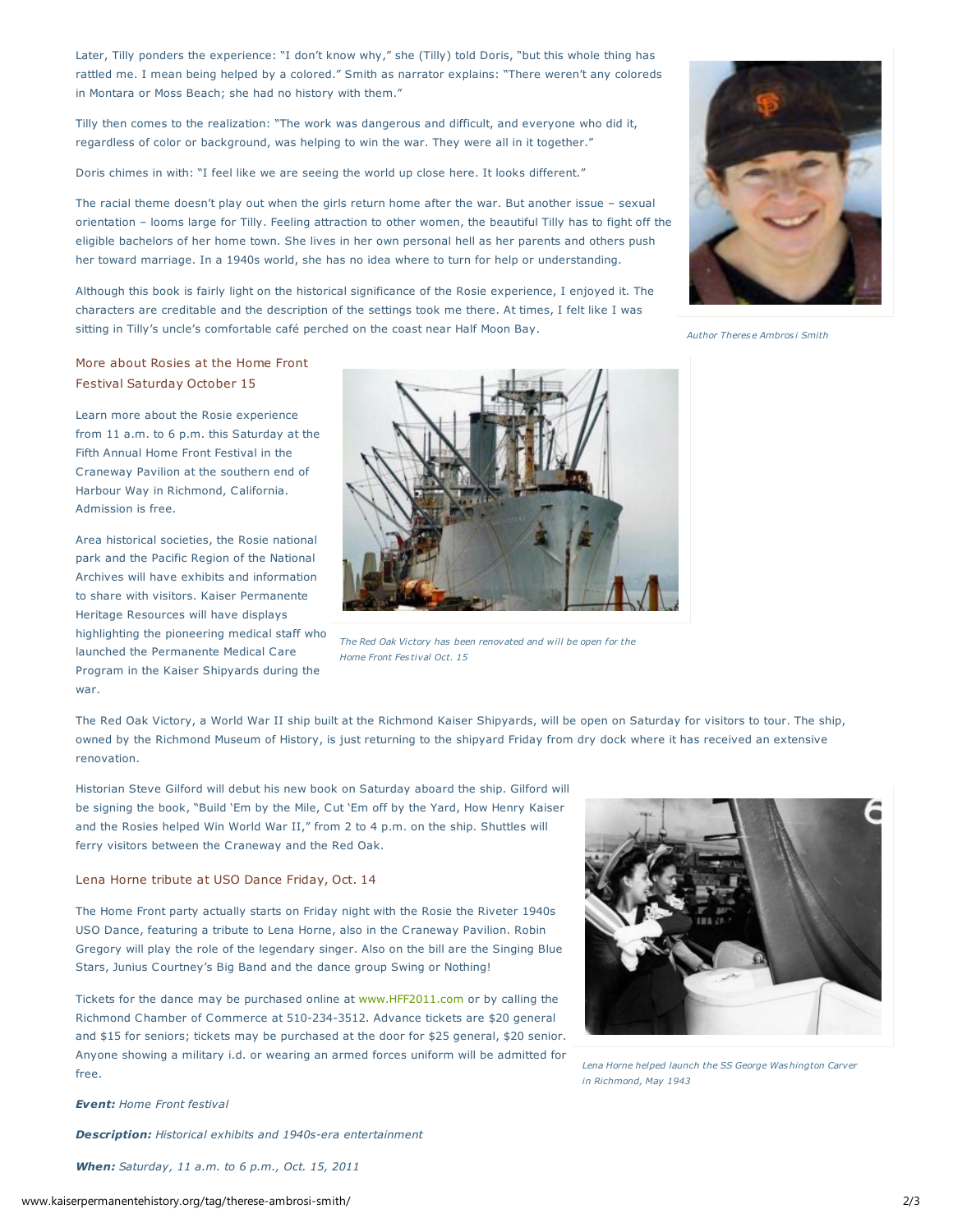Later, Tilly ponders the experience: "I don't know why," she (Tilly) told Doris, "but this whole thing has rattled me. I mean being helped by a colored." Smith as narrator explains: "There weren't any coloreds in Montara or Moss Beach; she had no history with them."

Tilly then comes to the realization: "The work was dangerous and difficult, and everyone who did it, regardless of color or background, was helping to win the war. They were all in it together."

Doris chimes in with: "I feel like we are seeing the world up close here. It looks different."

The racial theme doesn't play out when the girls return home after the war. But another issue – sexual orientation – looms large for Tilly. Feeling attraction to other women, the beautiful Tilly has to fight off the eligible bachelors of her home town. She lives in her own personal hell as her parents and others push her toward marriage. In a 1940s world, she has no idea where to turn for help or understanding.

Although this book is fairly light on the historical significance of the Rosie experience, I enjoyed it. The characters are creditable and the description of the settings took me there. At times, I felt like I was sitting in Tilly's uncle's comfortable café perched on the coast near Half Moon Bay.

*Author Therese Ambrosi Smith*

## More about Rosies at the Home Front Festival Saturday October 15

Learn more about the Rosie experience from 11 a.m. to 6 p.m. this Saturday at the Fifth Annual Home Front Festival in the Craneway Pavilion at the southern end of Harbour Way in Richmond, California. Admission is free.

Area historical societies, the Rosie national park and the Pacific Region of the National Archives will have exhibits and information to share with visitors. Kaiser Permanente Heritage Resources will have displays highlighting the pioneering medical staff who launched the Permanente Medical Care Program in the Kaiser Shipyards during the war.

*The Red Oak Victory has been renovated and will be open for the Home Front Festival Oct. 15*

The Red Oak Victory, a World War II ship built at the Richmond Kaiser Shipyards, will be open on Saturday for visitors to tour. The ship, owned by the Richmond Museum of History, is just returning to the shipyard Friday from dry dock where it has received an extensive renovation.

Historian Steve Gilford will debut his new book on Saturday aboard the ship. Gilford will be signing the book, "Build 'Em by the Mile, Cut 'Em off by the Yard, How Henry Kaiser and the Rosies helped Win World War II," from 2 to 4 p.m. on the ship. Shuttles will ferry visitors between the Craneway and the Red Oak.

## Lena Horne tribute at USO Dance Friday, Oct. 14

The Home Front party actually starts on Friday night with the Rosie the Riveter 1940s USO Dance, featuring a tribute to Lena Horne, also in the Craneway Pavilion. Robin Gregory will play the role of the legendary singer. Also on the bill are the Singing Blue Stars, Junius Courtney's Big Band and the dance group Swing or Nothing!

Tickets for the dance may be purchased online at www.HFF2011.com or by calling the Richmond Chamber of Commerce at 510-234-3512. Advance tickets are $20 general and $15 for seniors; tickets may be purchased at the door for $25 general, $20 senior. Anyone showing a military i.d. or wearing an armed forces uniform will be admitted for free.

*Lena Horne helped launch the SS George Washington Carver in Richmond, May 1943*

***Event:*** *Home Front festival*

***Description:*** *Historical exhibits and 1940s-era entertainment*

***When:*** *Saturday, 11 a.m. to 6 p.m., Oct. 15, 2011*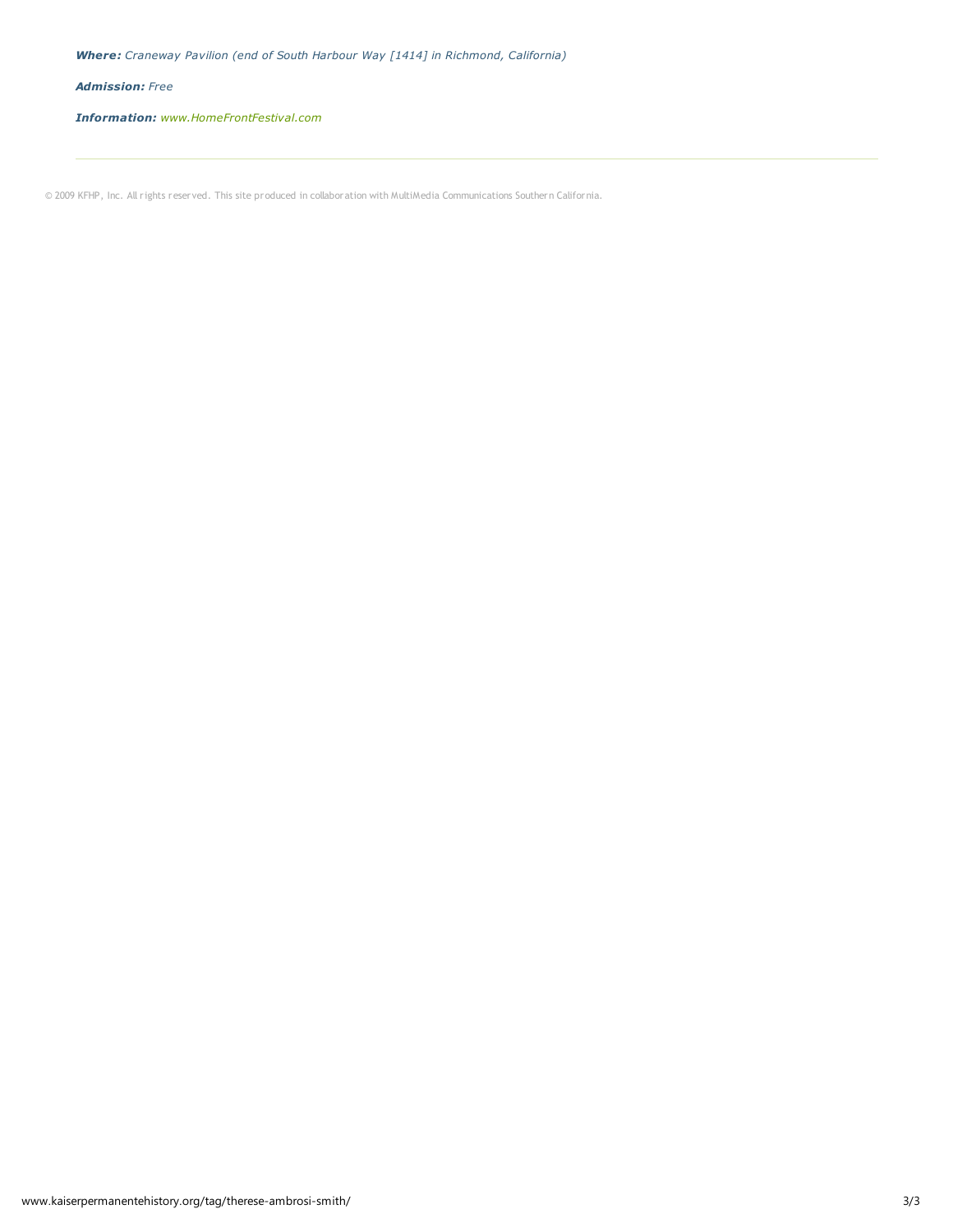***Where:*** *Craneway Pavilion (end of South Harbour Way [1414] in Richmond, California)*

***Admission:*** *Free*

***Information:*** *www.HomeFrontFestival.com*

---

© 2009 KFHP, Inc. All rights reserved. This site produced in collaboration with MultiMedia Communications Southern California.